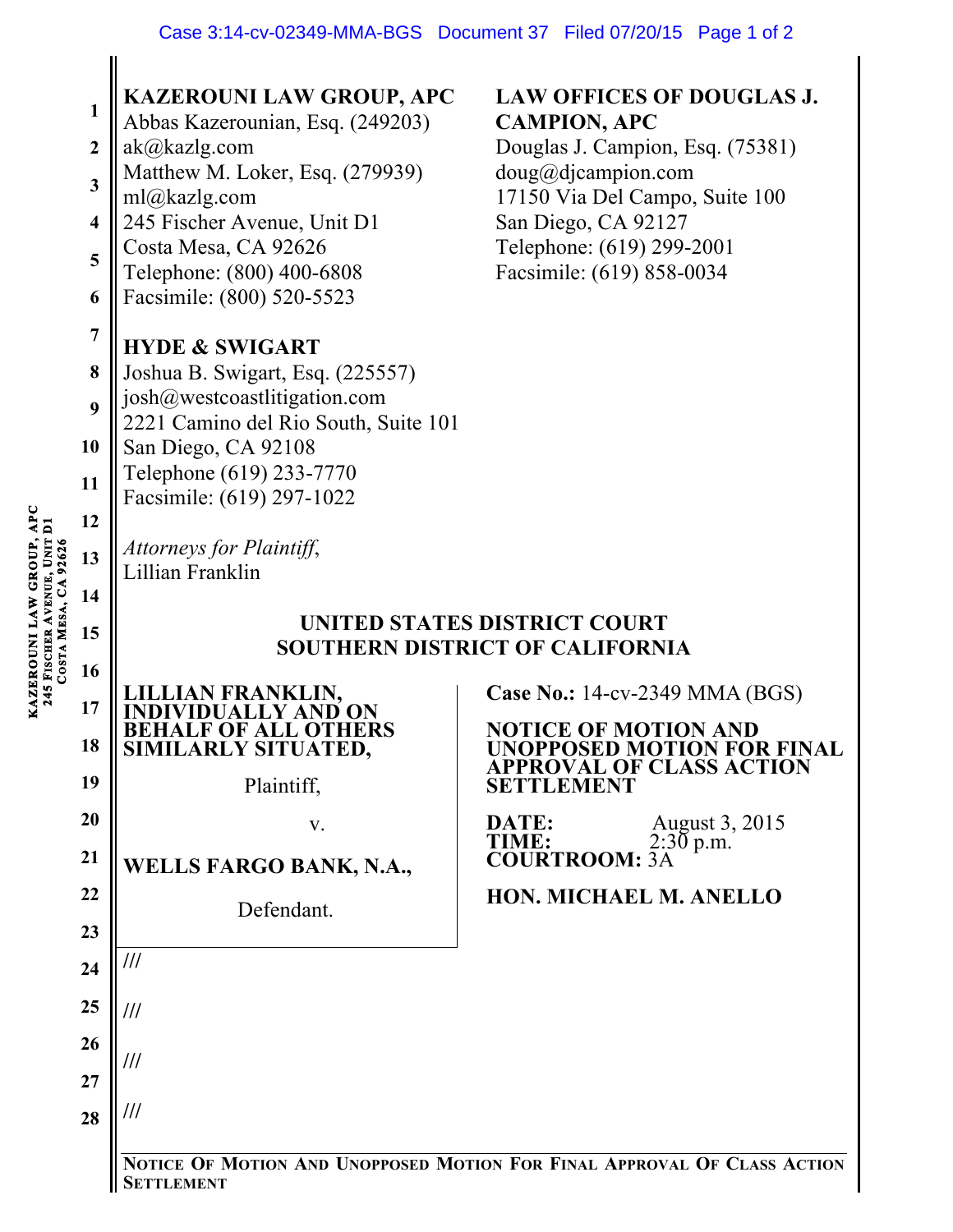**KAZEROUNI LAW GROUP, APC**
Abbas Kazerounian, Esq. (249203)
ak@kazlg.com
Matthew M. Loker, Esq. (279939)
ml@kazlg.com
245 Fischer Avenue, Unit D1
Costa Mesa, CA 92626
Telephone: (800) 400-6808
Facsimile: (800) 520-5523

**LAW OFFICES OF DOUGLAS J. CAMPION, APC**
Douglas J. Campion, Esq. (75381)
doug@djcampion.com
17150 Via Del Campo, Suite 100
San Diego, CA 92127
Telephone: (619) 299-2001
Facsimile: (619) 858-0034

**HYDE & SWIGART**
Joshua B. Swigart, Esq. (225557)
josh@westcoastlitigation.com
2221 Camino del Rio South, Suite 101
San Diego, CA 92108
Telephone (619) 233-7770
Facsimile: (619) 297-1022

*Attorneys for Plaintiff,*
Lillian Franklin

**UNITED STATES DISTRICT COURT**
**SOUTHERN DISTRICT OF CALIFORNIA**

**LILLIAN FRANKLIN, INDIVIDUALLY AND ON BEHALF OF ALL OTHERS SIMILARLY SITUATED,**

Plaintiff,

v.

**WELLS FARGO BANK, N.A.,**

Defendant.

**Case No.:** 14-cv-2349 MMA (BGS)

**NOTICE OF MOTION AND UNOPPOSED MOTION FOR FINAL APPROVAL OF CLASS ACTION SETTLEMENT**

**DATE:** August 3, 2015
**TIME:** 2:30 p.m.
**COURTROOM:** 3A

**HON. MICHAEL M. ANELLO**

///

///

///

///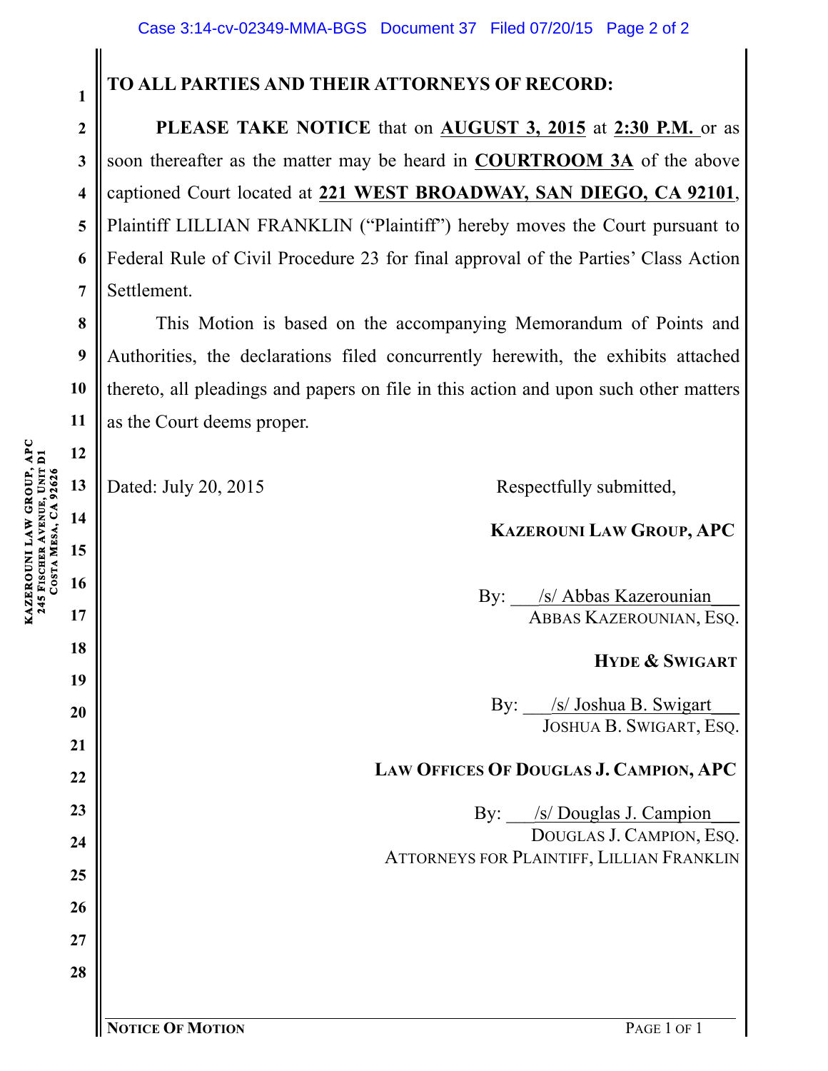**TO ALL PARTIES AND THEIR ATTORNEYS OF RECORD:**

**PLEASE TAKE NOTICE** that on **AUGUST 3, 2015** at **2:30 P.M.** or as soon thereafter as the matter may be heard in **COURTROOM 3A** of the above captioned Court located at **221 WEST BROADWAY, SAN DIEGO, CA 92101**, Plaintiff LILLIAN FRANKLIN ("Plaintiff") hereby moves the Court pursuant to Federal Rule of Civil Procedure 23 for final approval of the Parties' Class Action Settlement.

This Motion is based on the accompanying Memorandum of Points and Authorities, the declarations filed concurrently herewith, the exhibits attached thereto, all pleadings and papers on file in this action and upon such other matters as the Court deems proper.

Dated: July 20, 2015

Respectfully submitted,

**KAZEROUNI LAW GROUP, APC**

By: ___/s/ Abbas Kazerounian___
ABBAS KAZEROUNIAN, ESQ.

**HYDE & SWIGART**

By: ___/s/ Joshua B. Swigart___
JOSHUA B. SWIGART, ESQ.

**LAW OFFICES OF DOUGLAS J. CAMPION, APC**

By: ___/s/ Douglas J. Campion___
DOUGLAS J. CAMPION, ESQ.
ATTORNEYS FOR PLAINTIFF, LILLIAN FRANKLIN